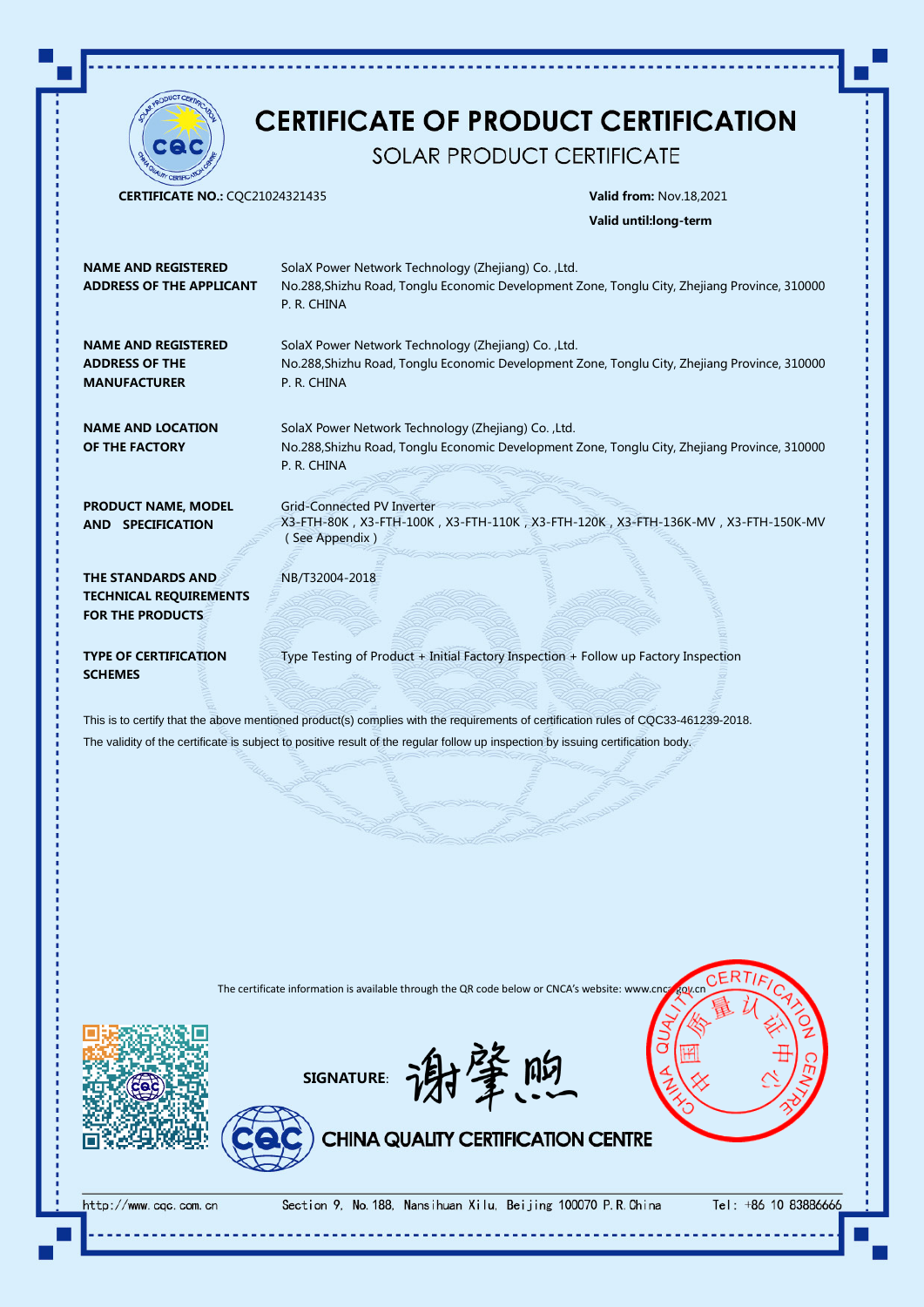# CERTIFICATE OF PRODUCT CERTIFICATION

## SOLAR PRODUCT CERTIFICATE

**CERTIFICATE NO.:** CQC21024321435

**Valid from:** Nov.18,2021

**Valid until:long-term**

| | |
|---|---|
| **NAME AND REGISTERED ADDRESS OF THE APPLICANT** | SolaX Power Network Technology (Zhejiang) Co. ,Ltd.<br>No.288,Shizhu Road, Tonglu Economic Development Zone, Tonglu City, Zhejiang Province, 310000 P. R. CHINA |
| **NAME AND REGISTERED ADDRESS OF THE MANUFACTURER** | SolaX Power Network Technology (Zhejiang) Co. ,Ltd.<br>No.288,Shizhu Road, Tonglu Economic Development Zone, Tonglu City, Zhejiang Province, 310000 P. R. CHINA |
| **NAME AND LOCATION OF THE FACTORY** | SolaX Power Network Technology (Zhejiang) Co. ,Ltd.<br>No.288,Shizhu Road, Tonglu Economic Development Zone, Tonglu City, Zhejiang Province, 310000 P. R. CHINA |
| **PRODUCT NAME, MODEL AND SPECIFICATION** | Grid-Connected PV Inverter<br>X3-FTH-80K，X3-FTH-100K，X3-FTH-110K，X3-FTH-120K，X3-FTH-136K-MV，X3-FTH-150K-MV<br>（See Appendix） |
| **THE STANDARDS AND TECHNICAL REQUIREMENTS FOR THE PRODUCTS** | NB/T32004-2018 |
| **TYPE OF CERTIFICATION SCHEMES** | Type Testing of Product + Initial Factory Inspection + Follow up Factory Inspection |

This is to certify that the above mentioned product(s) complies with the requirements of certification rules of CQC33-461239-2018.

The validity of the certificate is subject to positive result of the regular follow up inspection by issuing certification body.

The certificate information is available through the QR code below or CNCA's website: www.cnca.gov.cn

**SIGNATURE**: 谢肇煦

**CHINA QUALITY CERTIFICATION CENTRE**

http://www.cqc.com.cn　　Section 9, No.188, Nansihuan Xilu, Beijing 100070 P.R.China　　Tel: +86 10 83886666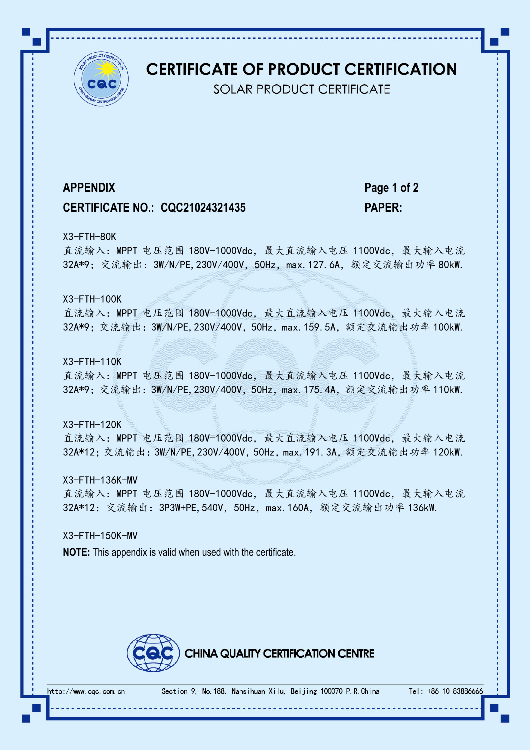# CERTIFICATE OF PRODUCT CERTIFICATION

SOLAR PRODUCT CERTIFICATE

**APPENDIX**

**CERTIFICATE NO.: CQC21024321435**

**PAPER:**

X3-FTH-80K

直流输入：MPPT 电压范围 180V-1000Vdc，最大直流输入电压 1100Vdc，最大输入电流 32A*9；交流输出：3W/N/PE,230V/400V，50Hz，max.127.6A，额定交流输出功率 80kW.

X3-FTH-100K

直流输入：MPPT 电压范围 180V-1000Vdc，最大直流输入电压 1100Vdc，最大输入电流 32A*9；交流输出：3W/N/PE,230V/400V，50Hz，max.159.5A，额定交流输出功率 100kW.

X3-FTH-110K

直流输入：MPPT 电压范围 180V-1000Vdc，最大直流输入电压 1100Vdc，最大输入电流 32A*9；交流输出：3W/N/PE,230V/400V，50Hz，max.175.4A，额定交流输出功率 110kW.

X3-FTH-120K

直流输入：MPPT 电压范围 180V-1000Vdc，最大直流输入电压 1100Vdc，最大输入电流 32A*12；交流输出：3W/N/PE,230V/400V，50Hz，max.191.3A，额定交流输出功率 120kW.

X3-FTH-136K-MV

直流输入：MPPT 电压范围 180V-1000Vdc，最大直流输入电压 1100Vdc，最大输入电流 32A*12；交流输出：3P3W+PE,540V，50Hz，max.160A，额定交流输出功率 136kW.

X3-FTH-150K-MV

**NOTE:** This appendix is valid when used with the certificate.

CHINA QUALITY CERTIFICATION CENTRE

http://www.cqc.com.cn Section 9, No.188, Nansihuan Xilu, Beijing 100070 P.R.China Tel: +86 10 83886666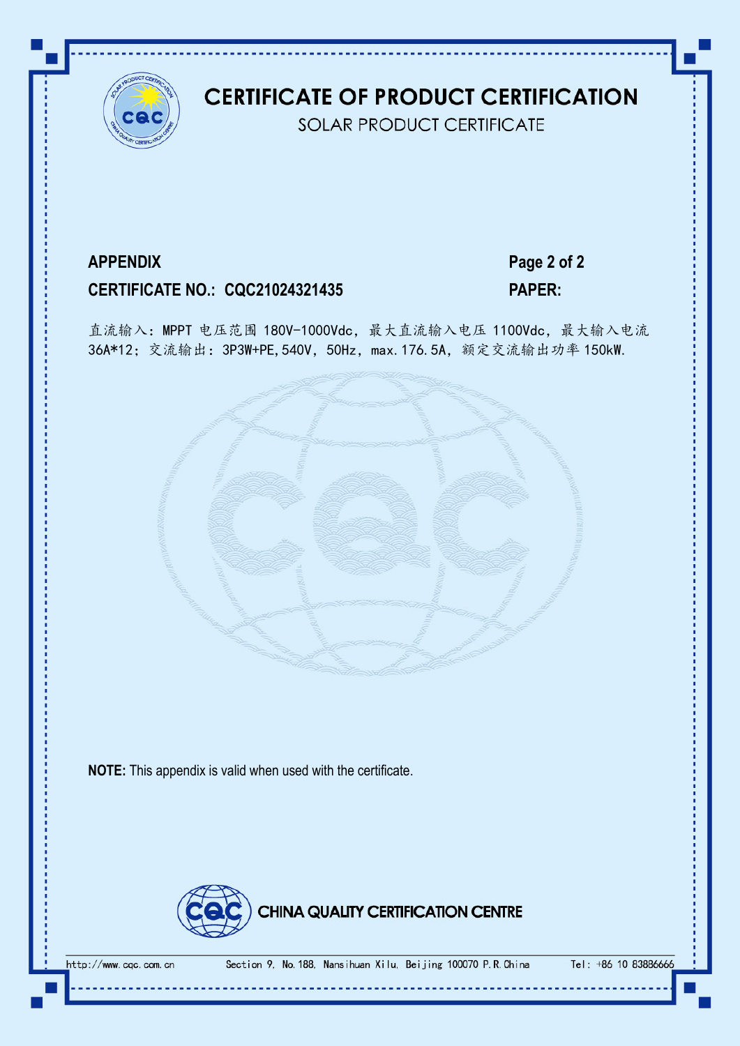# CERTIFICATE OF PRODUCT CERTIFICATION

SOLAR PRODUCT CERTIFICATE

**APPENDIX**

**CERTIFICATE NO.: CQC21024321435**

**PAPER:**

直流输入：MPPT 电压范围 180V-1000Vdc，最大直流输入电压 1100Vdc，最大输入电流 36A*12；交流输出：3P3W+PE,540V，50Hz，max.176.5A，额定交流输出功率 150kW.

**NOTE:** This appendix is valid when used with the certificate.

CHINA QUALITY CERTIFICATION CENTRE

http://www.cqc.com.cn Section 9, No.188, Nansihuan Xilu, Beijing 100070 P.R.China Tel: +86 10 83886666